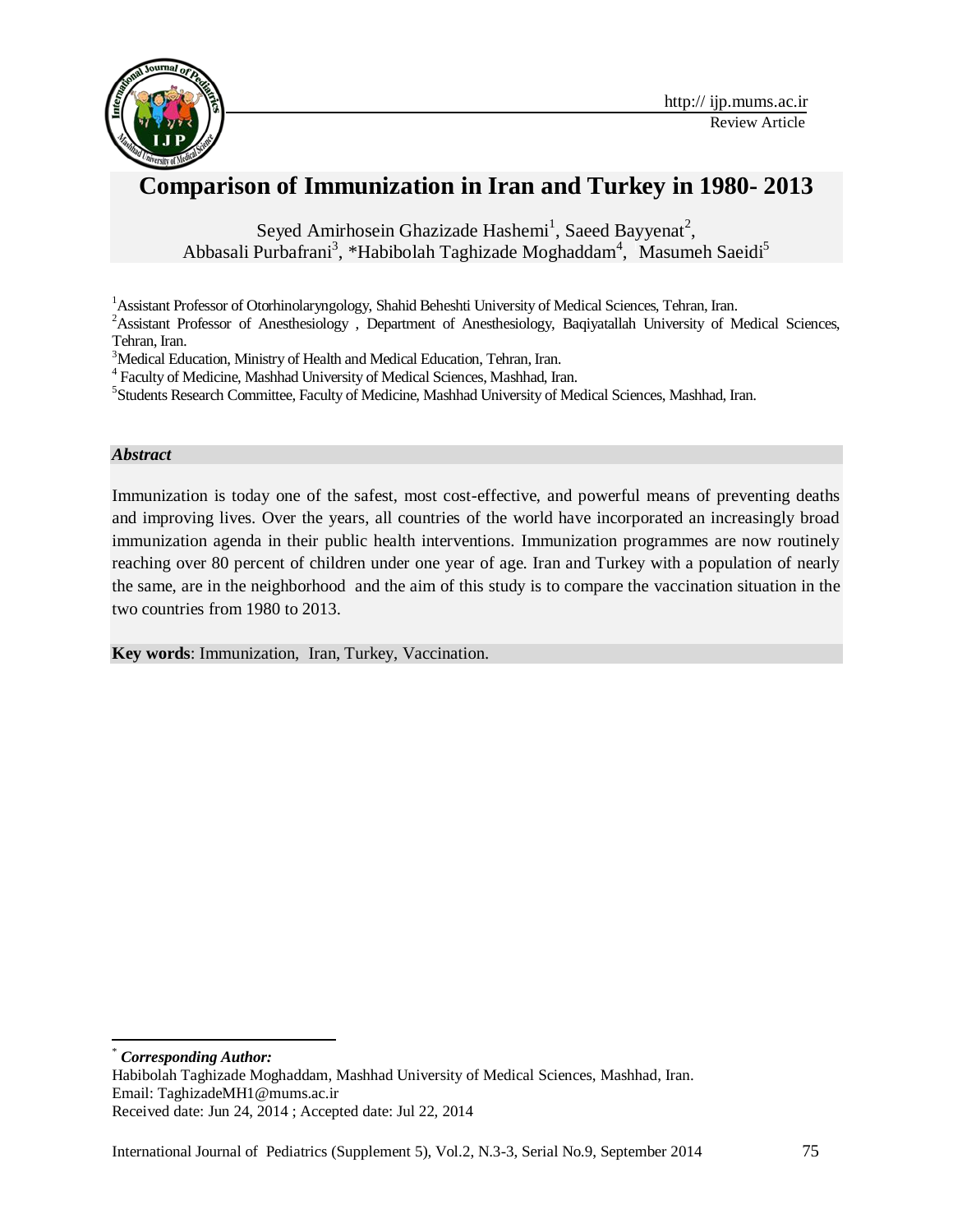Review Article

# Comparison of Immunization in Iran and Turkey in 1980- 2013

Seyed Amirhosein Ghazizade Hashemi[1], Saeed Bayyenat[2], Abbasali Purbafrani[3], *Habibolah Taghizade Moghaddam[4], Masumeh Saeidi[5]

[1]Assistant Professor of Otorhinolaryngology, Shahid Beheshti University of Medical Sciences, Tehran, Iran.

[2]Assistant Professor of Anesthesiology , Department of Anesthesiology, Baqiyatallah University of Medical Sciences, Tehran, Iran.

[3]Medical Education, Ministry of Health and Medical Education, Tehran, Iran.

[4] Faculty of Medicine, Mashhad University of Medical Sciences, Mashhad, Iran.

[5]Students Research Committee, Faculty of Medicine, Mashhad University of Medical Sciences, Mashhad, Iran.

### *Abstract*

Immunization is today one of the safest, most cost-effective, and powerful means of preventing deaths and improving lives. Over the years, all countries of the world have incorporated an increasingly broad immunization agenda in their public health interventions. Immunization programmes are now routinely reaching over 80 percent of children under one year of age. Iran and Turkey with a population of nearly the same, are in the neighborhood and the aim of this study is to compare the vaccination situation in the two countries from 1980 to 2013.

**Key words**: Immunization, Iran, Turkey, Vaccination.

---

\* ***Corresponding Author:***

Habibolah Taghizade Moghaddam, Mashhad University of Medical Sciences, Mashhad, Iran.

Email: TaghizadeMH1@mums.ac.ir

Received date: Jun 24, 2014 ; Accepted date: Jul 22, 2014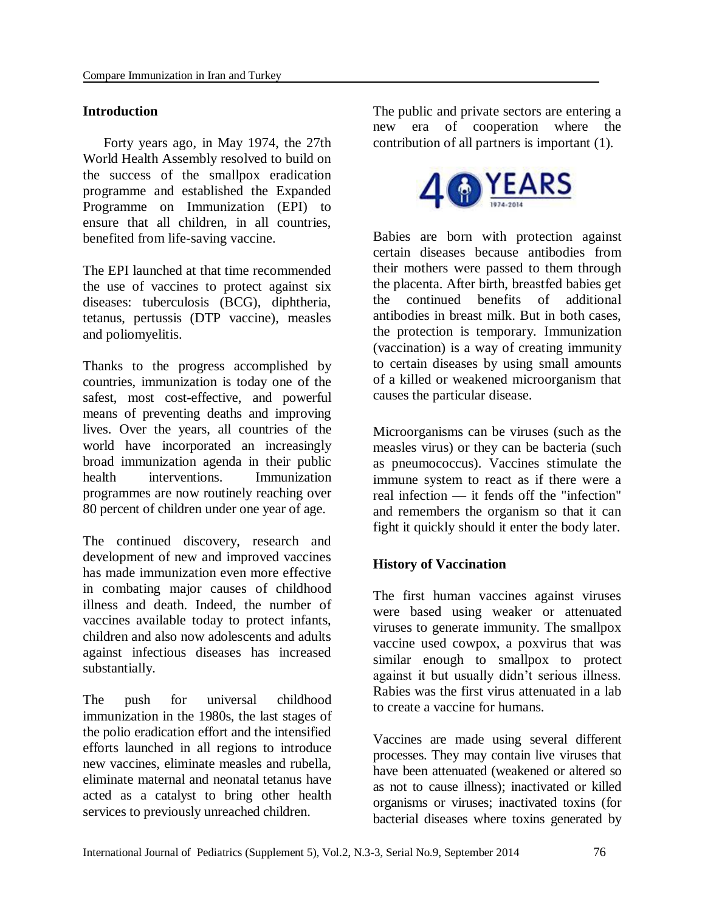## Introduction

Forty years ago, in May 1974, the 27th World Health Assembly resolved to build on the success of the smallpox eradication programme and established the Expanded Programme on Immunization (EPI) to ensure that all children, in all countries, benefited from life-saving vaccine.

The EPI launched at that time recommended the use of vaccines to protect against six diseases: tuberculosis (BCG), diphtheria, tetanus, pertussis (DTP vaccine), measles and poliomyelitis.

Thanks to the progress accomplished by countries, immunization is today one of the safest, most cost-effective, and powerful means of preventing deaths and improving lives. Over the years, all countries of the world have incorporated an increasingly broad immunization agenda in their public health interventions. Immunization programmes are now routinely reaching over 80 percent of children under one year of age.

The continued discovery, research and development of new and improved vaccines has made immunization even more effective in combating major causes of childhood illness and death. Indeed, the number of vaccines available today to protect infants, children and also now adolescents and adults against infectious diseases has increased substantially.

The push for universal childhood immunization in the 1980s, the last stages of the polio eradication effort and the intensified efforts launched in all regions to introduce new vaccines, eliminate measles and rubella, eliminate maternal and neonatal tetanus have acted as a catalyst to bring other health services to previously unreached children. The public and private sectors are entering a new era of cooperation where the contribution of all partners is important (1).

Babies are born with protection against certain diseases because antibodies from their mothers were passed to them through the placenta. After birth, breastfed babies get the continued benefits of additional antibodies in breast milk. But in both cases, the protection is temporary. Immunization (vaccination) is a way of creating immunity to certain diseases by using small amounts of a killed or weakened microorganism that causes the particular disease.

Microorganisms can be viruses (such as the measles virus) or they can be bacteria (such as pneumococcus). Vaccines stimulate the immune system to react as if there were a real infection — it fends off the "infection" and remembers the organism so that it can fight it quickly should it enter the body later.

## History of Vaccination

The first human vaccines against viruses were based using weaker or attenuated viruses to generate immunity. The smallpox vaccine used cowpox, a poxvirus that was similar enough to smallpox to protect against it but usually didn't serious illness. Rabies was the first virus attenuated in a lab to create a vaccine for humans.

Vaccines are made using several different processes. They may contain live viruses that have been attenuated (weakened or altered so as not to cause illness); inactivated or killed organisms or viruses; inactivated toxins (for bacterial diseases where toxins generated by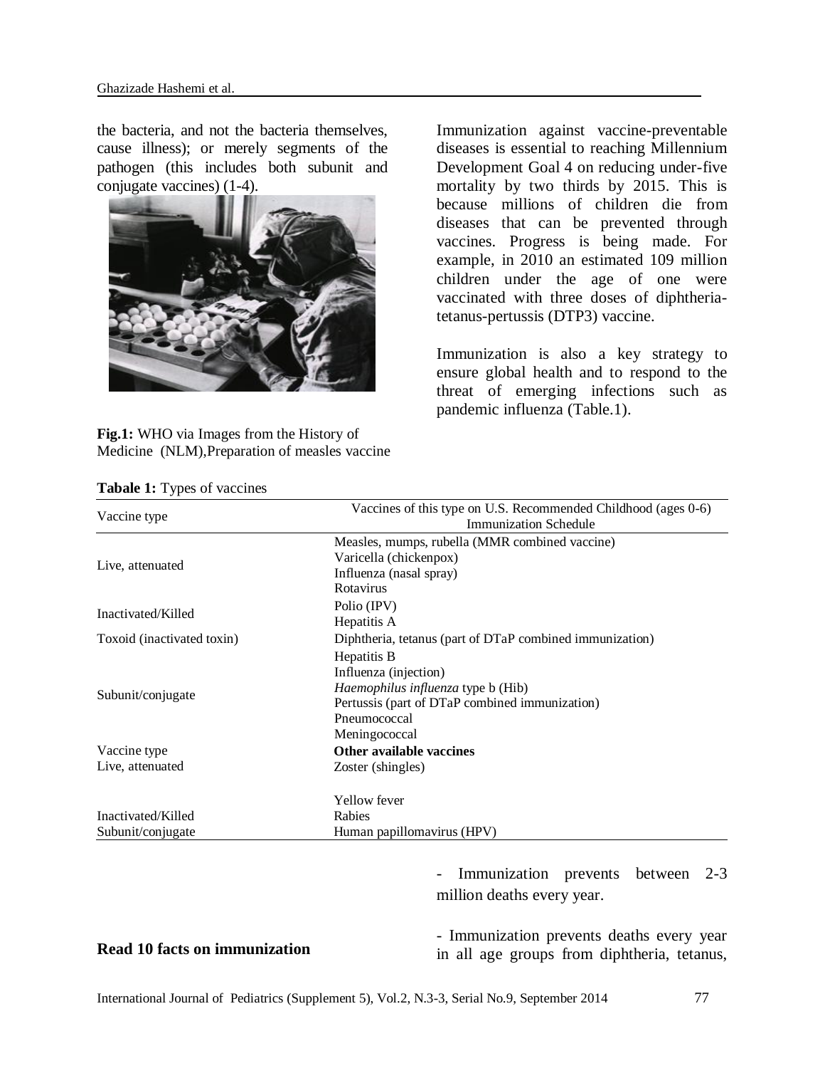the bacteria, and not the bacteria themselves, cause illness); or merely segments of the pathogen (this includes both subunit and conjugate vaccines) (1-4).

**Fig.1:** WHO via Images from the History of Medicine (NLM),Preparation of measles vaccine

Immunization against vaccine-preventable diseases is essential to reaching Millennium Development Goal 4 on reducing under-five mortality by two thirds by 2015. This is because millions of children die from diseases that can be prevented through vaccines. Progress is being made. For example, in 2010 an estimated 109 million children under the age of one were vaccinated with three doses of diphtheria-tetanus-pertussis (DTP3) vaccine.

Immunization is also a key strategy to ensure global health and to respond to the threat of emerging infections such as pandemic influenza (Table.1).

**Tabale 1:** Types of vaccines

| Vaccine type | Vaccines of this type on U.S. Recommended Childhood (ages 0-6) Immunization Schedule |
|---|---|
| Live, attenuated | Measles, mumps, rubella (MMR combined vaccine)<br>Varicella (chickenpox)<br>Influenza (nasal spray)<br>Rotavirus |
| Inactivated/Killed | Polio (IPV)<br>Hepatitis A |
| Toxoid (inactivated toxin) | Diphtheria, tetanus (part of DTaP combined immunization) |
| Subunit/conjugate | Hepatitis B<br>Influenza (injection)<br>*Haemophilus influenza* type b (Hib)<br>Pertussis (part of DTaP combined immunization)<br>Pneumococcal<br>Meningococcal |
| Vaccine type | **Other available vaccines** |
| Live, attenuated | Zoster (shingles)<br><br>Yellow fever |
| Inactivated/Killed | Rabies |
| Subunit/conjugate | Human papillomavirus (HPV) |

**Read 10 facts on immunization**

- Immunization prevents between 2-3 million deaths every year.

- Immunization prevents deaths every year in all age groups from diphtheria, tetanus,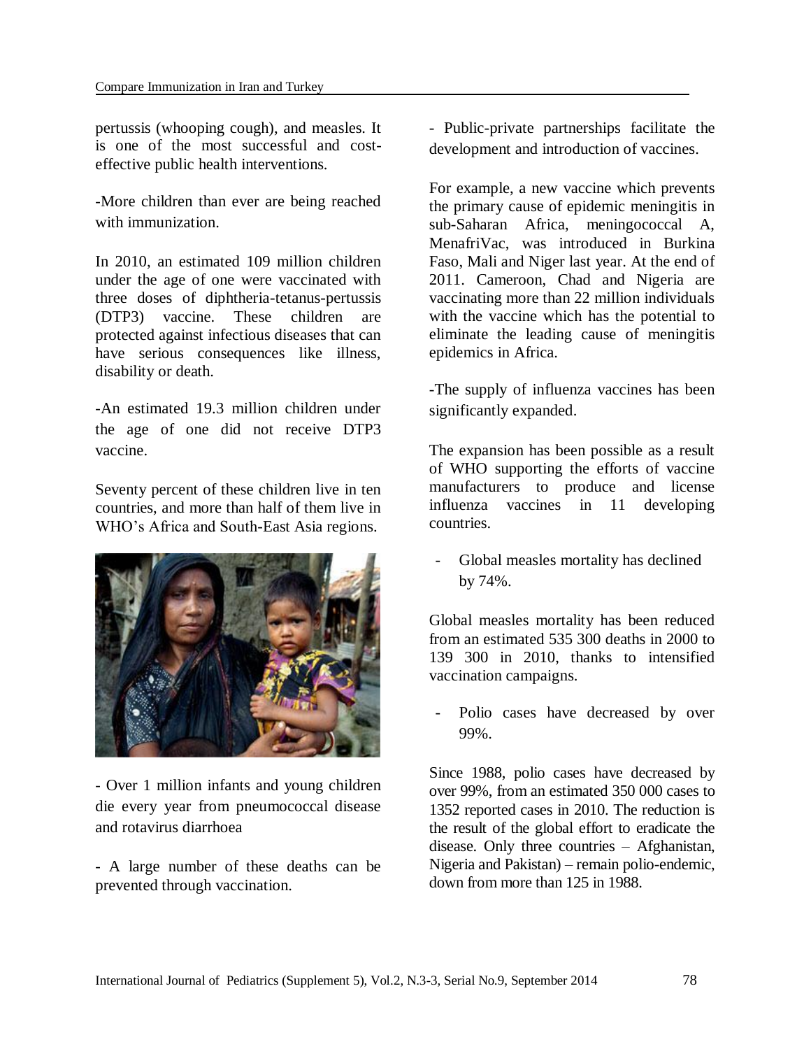pertussis (whooping cough), and measles. It is one of the most successful and cost-effective public health interventions.

-More children than ever are being reached with immunization.

In 2010, an estimated 109 million children under the age of one were vaccinated with three doses of diphtheria-tetanus-pertussis (DTP3) vaccine. These children are protected against infectious diseases that can have serious consequences like illness, disability or death.

-An estimated 19.3 million children under the age of one did not receive DTP3 vaccine.

Seventy percent of these children live in ten countries, and more than half of them live in WHO's Africa and South-East Asia regions.

- Over 1 million infants and young children die every year from pneumococcal disease and rotavirus diarrhoea

- A large number of these deaths can be prevented through vaccination.

- Public-private partnerships facilitate the development and introduction of vaccines.

For example, a new vaccine which prevents the primary cause of epidemic meningitis in sub-Saharan Africa, meningococcal A, MenafriVac, was introduced in Burkina Faso, Mali and Niger last year. At the end of 2011. Cameroon, Chad and Nigeria are vaccinating more than 22 million individuals with the vaccine which has the potential to eliminate the leading cause of meningitis epidemics in Africa.

-The supply of influenza vaccines has been significantly expanded.

The expansion has been possible as a result of WHO supporting the efforts of vaccine manufacturers to produce and license influenza vaccines in 11 developing countries.

- Global measles mortality has declined by 74%.

Global measles mortality has been reduced from an estimated 535 300 deaths in 2000 to 139 300 in 2010, thanks to intensified vaccination campaigns.

- Polio cases have decreased by over 99%.

Since 1988, polio cases have decreased by over 99%, from an estimated 350 000 cases to 1352 reported cases in 2010. The reduction is the result of the global effort to eradicate the disease. Only three countries – Afghanistan, Nigeria and Pakistan) – remain polio-endemic, down from more than 125 in 1988.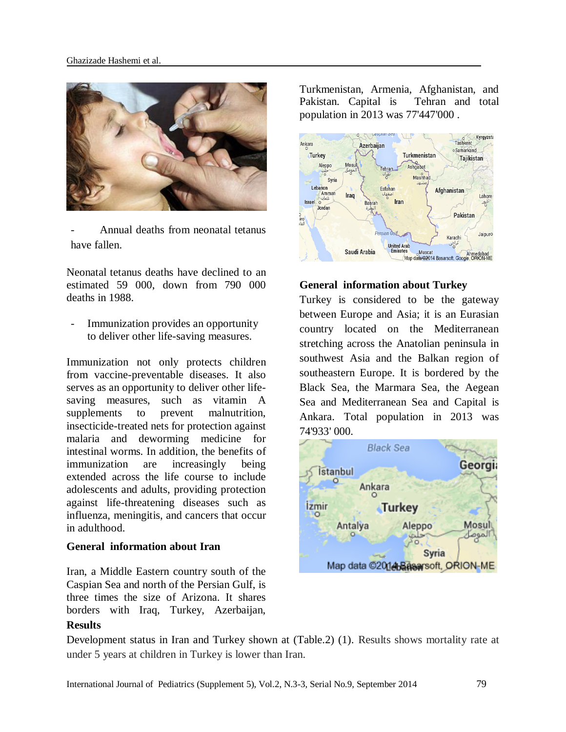- Annual deaths from neonatal tetanus have fallen.

Neonatal tetanus deaths have declined to an estimated 59 000, down from 790 000 deaths in 1988.

- Immunization provides an opportunity to deliver other life-saving measures.

Immunization not only protects children from vaccine-preventable diseases. It also serves as an opportunity to deliver other life-saving measures, such as vitamin A supplements to prevent malnutrition, insecticide-treated nets for protection against malaria and deworming medicine for intestinal worms. In addition, the benefits of immunization are increasingly being extended across the life course to include adolescents and adults, providing protection against life-threatening diseases such as influenza, meningitis, and cancers that occur in adulthood.

**General information about Iran**

Iran, a Middle Eastern country south of the Caspian Sea and north of the Persian Gulf, is three times the size of Arizona. It shares borders with Iraq, Turkey, Azerbaijan, Turkmenistan, Armenia, Afghanistan, and Pakistan. Capital is Tehran and total population in 2013 was 77'447'000 .

**General information about Turkey**

Turkey is considered to be the gateway between Europe and Asia; it is an Eurasian country located on the Mediterranean stretching across the Anatolian peninsula in southwest Asia and the Balkan region of southeastern Europe. It is bordered by the Black Sea, the Marmara Sea, the Aegean Sea and Mediterranean Sea and Capital is Ankara. Total population in 2013 was 74'933' 000.

**Results**

Development status in Iran and Turkey shown at (Table.2) (1). Results shows mortality rate at under 5 years at children in Turkey is lower than Iran.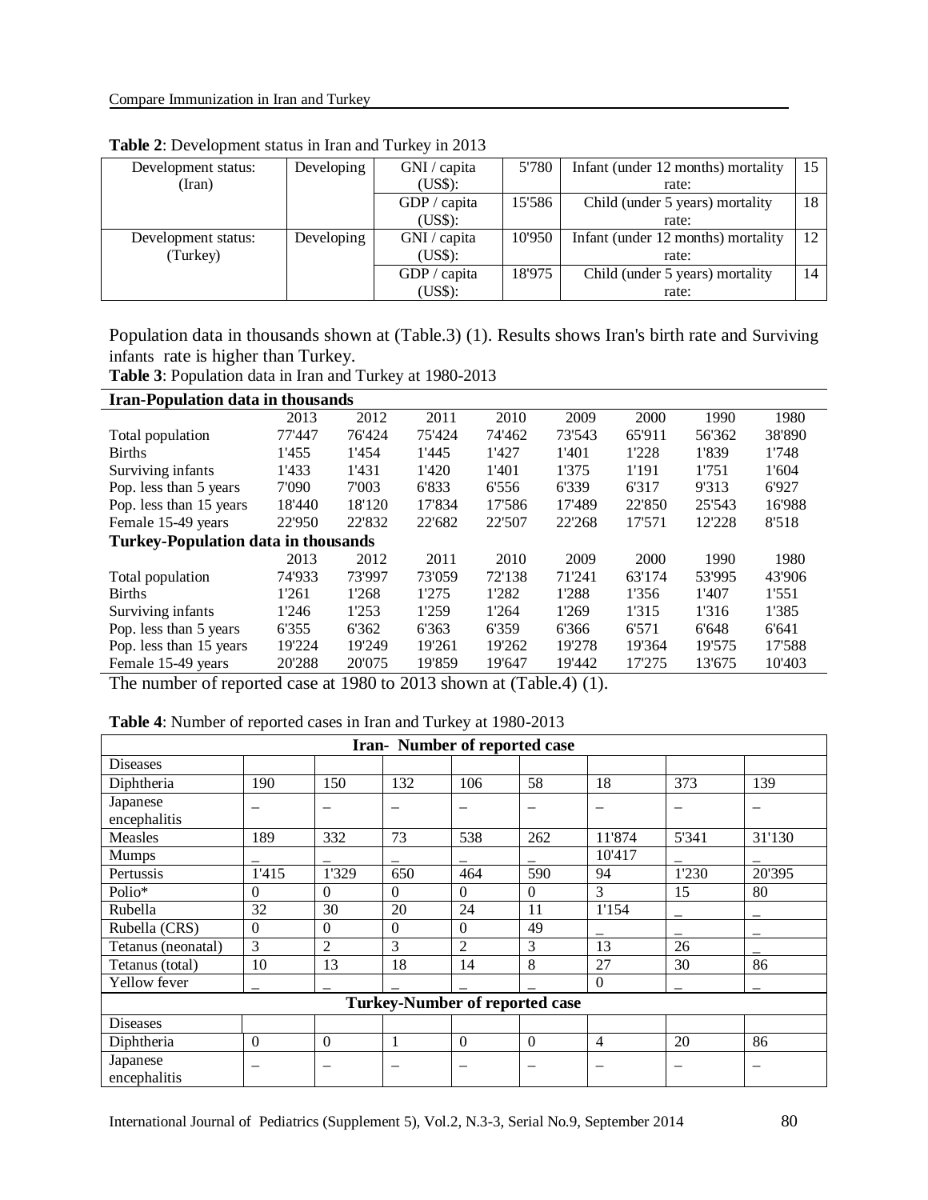**Table 2**: Development status in Iran and Turkey in 2013

| Development status: (Iran) | Developing | GNI / capita (US$): | 5'780 | Infant (under 12 months) mortality rate: | 15 |
|---|---|---|---|---|---|
| | | GDP / capita (US$): | 15'586 | Child (under 5 years) mortality rate: | 18 |
| Development status: (Turkey) | Developing | GNI / capita (US$): | 10'950 | Infant (under 12 months) mortality rate: | 12 |
| | | GDP / capita (US$): | 18'975 | Child (under 5 years) mortality rate: | 14 |

Population data in thousands shown at (Table.3) (1). Results shows Iran's birth rate and Surviving infants rate is higher than Turkey.

**Table 3**: Population data in Iran and Turkey at 1980-2013

| **Iran-Population data in thousands** | | | | | | | | |
|---|---|---|---|---|---|---|---|---|
| | 2013 | 2012 | 2011 | 2010 | 2009 | 2000 | 1990 | 1980 |
| Total population | 77'447 | 76'424 | 75'424 | 74'462 | 73'543 | 65'911 | 56'362 | 38'890 |
| Births | 1'455 | 1'454 | 1'445 | 1'427 | 1'401 | 1'228 | 1'839 | 1'748 |
| Surviving infants | 1'433 | 1'431 | 1'420 | 1'401 | 1'375 | 1'191 | 1'751 | 1'604 |
| Pop. less than 5 years | 7'090 | 7'003 | 6'833 | 6'556 | 6'339 | 6'317 | 9'313 | 6'927 |
| Pop. less than 15 years | 18'440 | 18'120 | 17'834 | 17'586 | 17'489 | 22'850 | 25'543 | 16'988 |
| Female 15-49 years | 22'950 | 22'832 | 22'682 | 22'507 | 22'268 | 17'571 | 12'228 | 8'518 |
| **Turkey-Population data in thousands** | | | | | | | | |
| | 2013 | 2012 | 2011 | 2010 | 2009 | 2000 | 1990 | 1980 |
| Total population | 74'933 | 73'997 | 73'059 | 72'138 | 71'241 | 63'174 | 53'995 | 43'906 |
| Births | 1'261 | 1'268 | 1'275 | 1'282 | 1'288 | 1'356 | 1'407 | 1'551 |
| Surviving infants | 1'246 | 1'253 | 1'259 | 1'264 | 1'269 | 1'315 | 1'316 | 1'385 |
| Pop. less than 5 years | 6'355 | 6'362 | 6'363 | 6'359 | 6'366 | 6'571 | 6'648 | 6'641 |
| Pop. less than 15 years | 19'224 | 19'249 | 19'261 | 19'262 | 19'278 | 19'364 | 19'575 | 17'588 |
| Female 15-49 years | 20'288 | 20'075 | 19'859 | 19'647 | 19'442 | 17'275 | 13'675 | 10'403 |

The number of reported case at 1980 to 2013 shown at (Table.4) (1).

**Table 4**: Number of reported cases in Iran and Turkey at 1980-2013

| **Iran- Number of reported case** | | | | | | | | |
|---|---|---|---|---|---|---|---|---|
| Diseases | | | | | | | | |
| Diphtheria | 190 | 150 | 132 | 106 | 58 | 18 | 373 | 139 |
| Japanese encephalitis | – | – | – | – | – | – | – | – |
| Measles | 189 | 332 | 73 | 538 | 262 | 11'874 | 5'341 | 31'130 |
| Mumps | – | – | – | – | – | 10'417 | – | – |
| Pertussis | 1'415 | 1'329 | 650 | 464 | 590 | 94 | 1'230 | 20'395 |
| Polio* | 0 | 0 | 0 | 0 | 0 | 3 | 15 | 80 |
| Rubella | 32 | 30 | 20 | 24 | 11 | 1'154 | – | – |
| Rubella (CRS) | 0 | 0 | 0 | 0 | 49 | – | – | – |
| Tetanus (neonatal) | 3 | 2 | 3 | 2 | 3 | 13 | 26 | – |
| Tetanus (total) | 10 | 13 | 18 | 14 | 8 | 27 | 30 | 86 |
| Yellow fever | – | – | – | – | – | 0 | – | – |
| **Turkey-Number of reported case** | | | | | | | | |
| Diseases | | | | | | | | |
| Diphtheria | 0 | 0 | 1 | 0 | 0 | 4 | 20 | 86 |
| Japanese encephalitis | – | – | – | – | – | – | – | – |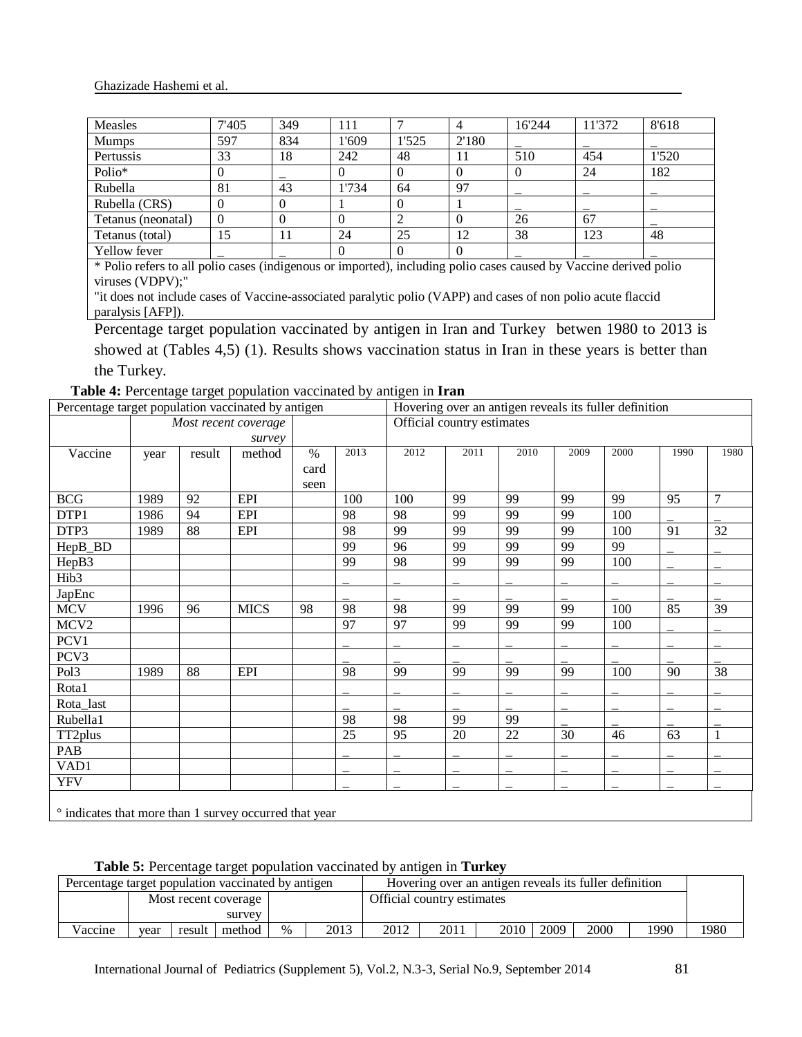| Measles | 7'405 | 349 | 111 | 7 | 4 | 16'244 | 11'372 | 8'618 |
|---|---|---|---|---|---|---|---|---|
| Mumps | 597 | 834 | 1'609 | 1'525 | 2'180 | _ | _ | _ |
| Pertussis | 33 | 18 | 242 | 48 | 11 | 510 | 454 | 1'520 |
| Polio* | 0 | _ | 0 | 0 | 0 | 0 | 24 | 182 |
| Rubella | 81 | 43 | 1'734 | 64 | 97 | _ | _ | _ |
| Rubella (CRS) | 0 | 0 | 1 | 0 | 1 | _ | _ | _ |
| Tetanus (neonatal) | 0 | 0 | 0 | 2 | 0 | 26 | 67 | _ |
| Tetanus (total) | 15 | 11 | 24 | 25 | 12 | 38 | 123 | 48 |
| Yellow fever | _ | _ | 0 | 0 | 0 | _ | _ | _ |

* Polio refers to all polio cases (indigenous or imported), including polio cases caused by Vaccine derived polio viruses (VDPV);"
"it does not include cases of Vaccine-associated paralytic polio (VAPP) and cases of non polio acute flaccid paralysis [AFP]).

Percentage target population vaccinated by antigen in Iran and Turkey betwen 1980 to 2013 is showed at (Tables 4,5) (1). Results shows vaccination status in Iran in these years is better than the Turkey.

**Table 4:** Percentage target population vaccinated by antigen in **Iran**

| Percentage target population vaccinated by antigen | | | | | | Hovering over an antigen reveals its fuller definition | | | | | | | |
|---|---|---|---|---|---|---|---|---|---|---|---|---|---|
| | *Most recent coverage survey* | | | | | Official country estimates | | | | | | | |
| Vaccine | year | result | method | % card seen | 2013 | 2012 | 2011 | 2010 | 2009 | 2000 | 1990 | 1980 |
| BCG | 1989 | 92 | EPI | | 100 | 100 | 99 | 99 | 99 | 99 | 95 | 7 |
| DTP1 | 1986 | 94 | EPI | | 98 | 98 | 99 | 99 | 99 | 100 | _ | _ |
| DTP3 | 1989 | 88 | EPI | | 98 | 99 | 99 | 99 | 99 | 100 | 91 | 32 |
| HepB_BD | | | | | 99 | 96 | 99 | 99 | 99 | 99 | _ | _ |
| HepB3 | | | | | 99 | 98 | 99 | 99 | 99 | 100 | _ | _ |
| Hib3 | | | | | _ | _ | _ | _ | _ | _ | _ | _ |
| JapEnc | | | | | _ | _ | _ | _ | _ | _ | _ | _ |
| MCV | 1996 | 96 | MICS | 98 | 98 | 98 | 99 | 99 | 99 | 100 | 85 | 39 |
| MCV2 | | | | | 97 | 97 | 99 | 99 | 99 | 100 | _ | _ |
| PCV1 | | | | | _ | _ | _ | _ | _ | _ | _ | _ |
| PCV3 | | | | | _ | _ | _ | _ | _ | _ | _ | _ |
| Pol3 | 1989 | 88 | EPI | | 98 | 99 | 99 | 99 | 99 | 100 | 90 | 38 |
| Rota1 | | | | | _ | _ | _ | _ | _ | _ | _ | _ |
| Rota_last | | | | | _ | _ | _ | _ | _ | _ | _ | _ |
| Rubella1 | | | | | 98 | 98 | 99 | 99 | _ | _ | _ | _ |
| TT2plus | | | | | 25 | 95 | 20 | 22 | 30 | 46 | 63 | 1 |
| PAB | | | | | _ | _ | _ | _ | _ | _ | _ | _ |
| VAD1 | | | | | _ | _ | _ | _ | _ | _ | _ | _ |
| YFV | | | | | _ | _ | _ | _ | _ | _ | _ | _ |

° indicates that more than 1 survey occurred that year

**Table 5:** Percentage target population vaccinated by antigen in **Turkey**

| Percentage target population vaccinated by antigen | | | | | | Hovering over an antigen reveals its fuller definition | | | | | | |
|---|---|---|---|---|---|---|---|---|---|---|---|---|
| | Most recent coverage survey | | | | | Official country estimates | | | | | | |
| Vaccine | year | result | method | % | 2013 | 2012 | 2011 | 2010 | 2009 | 2000 | 1990 | 1980 |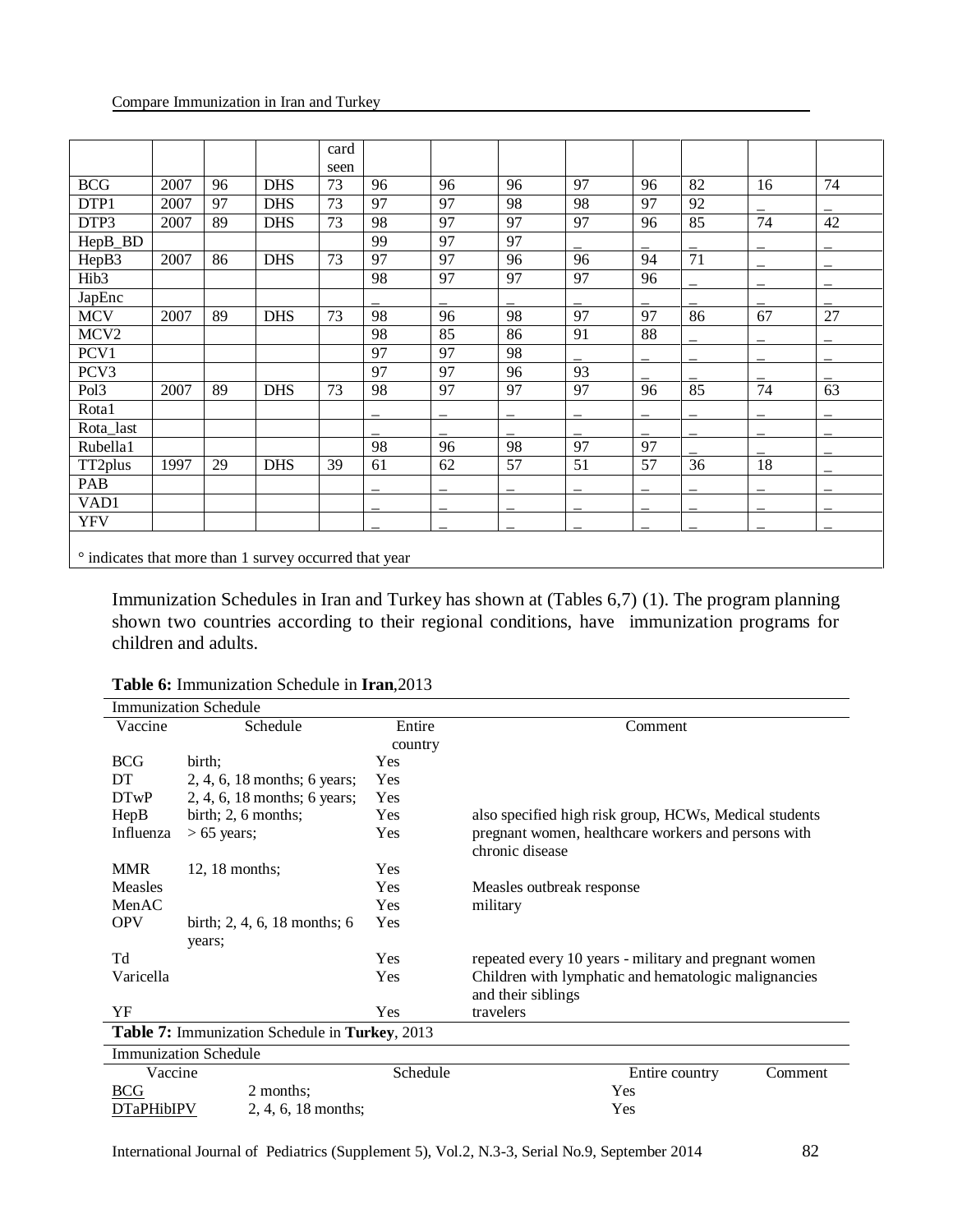|  |  |  |  | card seen |  |  |  |  |  |  |  |  |
|---|---|---|---|---|---|---|---|---|---|---|---|---|
| BCG | 2007 | 96 | DHS | 73 | 96 | 96 | 96 | 97 | 96 | 82 | 16 | 74 |
| DTP1 | 2007 | 97 | DHS | 73 | 97 | 97 | 98 | 98 | 97 | 92 | _ | _ |
| DTP3 | 2007 | 89 | DHS | 73 | 98 | 97 | 97 | 97 | 96 | 85 | 74 | 42 |
| HepB_BD |  |  |  |  | 99 | 97 | 97 | _ | _ | _ | _ | _ |
| HepB3 | 2007 | 86 | DHS | 73 | 97 | 97 | 96 | 96 | 94 | 71 | _ | _ |
| Hib3 |  |  |  |  | 98 | 97 | 97 | 97 | 96 | _ | _ | _ |
| JapEnc |  |  |  |  | _ | _ | _ | _ | _ | _ | _ | _ |
| MCV | 2007 | 89 | DHS | 73 | 98 | 96 | 98 | 97 | 97 | 86 | 67 | 27 |
| MCV2 |  |  |  |  | 98 | 85 | 86 | 91 | 88 | _ | _ | _ |
| PCV1 |  |  |  |  | 97 | 97 | 98 | _ | _ | _ | _ | _ |
| PCV3 |  |  |  |  | 97 | 97 | 96 | 93 | _ | _ | _ | _ |
| Pol3 | 2007 | 89 | DHS | 73 | 98 | 97 | 97 | 97 | 96 | 85 | 74 | 63 |
| Rota1 |  |  |  |  | _ | _ | _ | _ | _ | _ | _ | _ |
| Rota_last |  |  |  |  | _ | _ | _ | _ | _ | _ | _ | _ |
| Rubella1 |  |  |  |  | 98 | 96 | 98 | 97 | 97 | _ | _ | _ |
| TT2plus | 1997 | 29 | DHS | 39 | 61 | 62 | 57 | 51 | 57 | 36 | 18 | _ |
| PAB |  |  |  |  | _ | _ | _ | _ | _ | _ | _ | _ |
| VAD1 |  |  |  |  | _ | _ | _ | _ | _ | _ | _ | _ |
| YFV |  |  |  |  | _ | _ | _ | _ | _ | _ | _ | _ |

° indicates that more than 1 survey occurred that year

Immunization Schedules in Iran and Turkey has shown at (Tables 6,7) (1). The program planning shown two countries according to their regional conditions, have immunization programs for children and adults.

**Table 6:** Immunization Schedule in **Iran**,2013

| Immunization Schedule | | | |
|---|---|---|---|
| Vaccine | Schedule | Entire country | Comment |
| BCG | birth; | Yes | |
| DT | 2, 4, 6, 18 months; 6 years; | Yes | |
| DTwP | 2, 4, 6, 18 months; 6 years; | Yes | |
| HepB | birth; 2, 6 months; | Yes | also specified high risk group, HCWs, Medical students |
| Influenza | > 65 years; | Yes | pregnant women, healthcare workers and persons with chronic disease |
| MMR | 12, 18 months; | Yes | |
| Measles | | Yes | Measles outbreak response |
| MenAC | | Yes | military |
| OPV | birth; 2, 4, 6, 18 months; 6 years; | Yes | |
| Td | | Yes | repeated every 10 years - military and pregnant women |
| Varicella | | Yes | Children with lymphatic and hematologic malignancies and their siblings |
| YF | | Yes | travelers |

**Table 7:** Immunization Schedule in **Turkey**, 2013

| Immunization Schedule | | | |
|---|---|---|---|
| Vaccine | Schedule | Entire country | Comment |
| BCG | 2 months; | Yes | |
| DTaPHibIPV | 2, 4, 6, 18 months; | Yes | |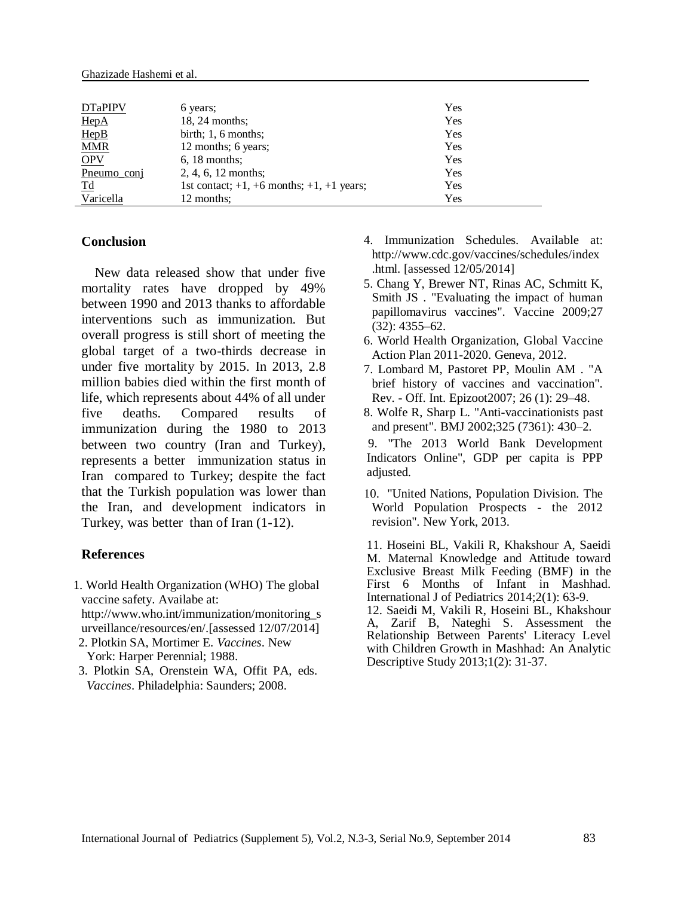| | | |
|---|---|---|
| DTaPIPV | 6 years; | Yes |
| HepA | 18, 24 months; | Yes |
| HepB | birth; 1, 6 months; | Yes |
| MMR | 12 months; 6 years; | Yes |
| OPV | 6, 18 months; | Yes |
| Pneumo_conj | 2, 4, 6, 12 months; | Yes |
| Td | 1st contact; +1, +6 months; +1, +1 years; | Yes |
| Varicella | 12 months; | Yes |

## Conclusion

New data released show that under five mortality rates have dropped by 49% between 1990 and 2013 thanks to affordable interventions such as immunization. But overall progress is still short of meeting the global target of a two-thirds decrease in under five mortality by 2015. In 2013, 2.8 million babies died within the first month of life, which represents about 44% of all under five deaths. Compared results of immunization during the 1980 to 2013 between two country (Iran and Turkey), represents a better immunization status in Iran compared to Turkey; despite the fact that the Turkish population was lower than the Iran, and development indicators in Turkey, was better than of Iran (1-12).

## References

1. World Health Organization (WHO) The global vaccine safety. Availabe at: http://www.who.int/immunization/monitoring_surveillance/resources/en/.[assessed 12/07/2014]
2. Plotkin SA, Mortimer E. *Vaccines*. New York: Harper Perennial; 1988.
3. Plotkin SA, Orenstein WA, Offit PA, eds. *Vaccines*. Philadelphia: Saunders; 2008.
4. Immunization Schedules. Available at: http://www.cdc.gov/vaccines/schedules/index.html. [assessed 12/05/2014]
5. Chang Y, Brewer NT, Rinas AC, Schmitt K, Smith JS . "Evaluating the impact of human papillomavirus vaccines". Vaccine 2009;27 (32): 4355–62.
6. World Health Organization, Global Vaccine Action Plan 2011-2020. Geneva, 2012.
7. Lombard M, Pastoret PP, Moulin AM . "A brief history of vaccines and vaccination". Rev. - Off. Int. Epizoot2007; 26 (1): 29–48.
8. Wolfe R, Sharp L. "Anti-vaccinationists past and present". BMJ 2002;325 (7361): 430–2.
9. "The 2013 World Bank Development Indicators Online", GDP per capita is PPP adjusted.
10. "United Nations, Population Division. The World Population Prospects - the 2012 revision". New York, 2013.
11. Hoseini BL, Vakili R, Khakshour A, Saeidi M. Maternal Knowledge and Attitude toward Exclusive Breast Milk Feeding (BMF) in the First 6 Months of Infant in Mashhad. International J of Pediatrics 2014;2(1): 63-9.
12. Saeidi M, Vakili R, Hoseini BL, Khakshour A, Zarif B, Nateghi S. Assessment the Relationship Between Parents' Literacy Level with Children Growth in Mashhad: An Analytic Descriptive Study 2013;1(2): 31-37.